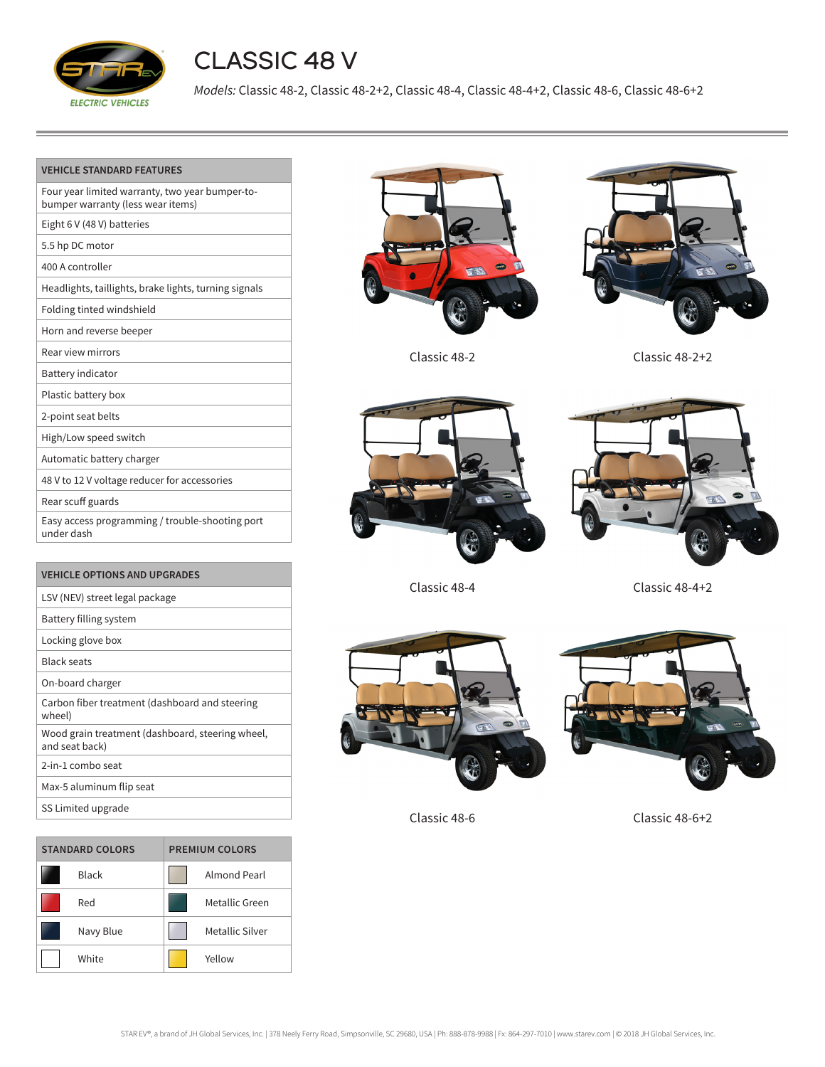# CLASSIC 48 V

*Models:* Classic 48-2, Classic 48-2+2, Classic 48-4, Classic 48-4+2, Classic 48-6, Classic 48-6+2

| VEHICLE STANDARD FEATURES |
|---|
| Four year limited warranty, two year bumper-to-bumper warranty (less wear items) |
| Eight 6 V (48 V) batteries |
| 5.5 hp DC motor |
| 400 A controller |
| Headlights, taillights, brake lights, turning signals |
| Folding tinted windshield |
| Horn and reverse beeper |
| Rear view mirrors |
| Battery indicator |
| Plastic battery box |
| 2-point seat belts |
| High/Low speed switch |
| Automatic battery charger |
| 48 V to 12 V voltage reducer for accessories |
| Rear scuff guards |
| Easy access programming / trouble-shooting port under dash |

| VEHICLE OPTIONS AND UPGRADES |
|---|
| LSV (NEV) street legal package |
| Battery filling system |
| Locking glove box |
| Black seats |
| On-board charger |
| Carbon fiber treatment (dashboard and steering wheel) |
| Wood grain treatment (dashboard, steering wheel, and seat back) |
| 2-in-1 combo seat |
| Max-5 aluminum flip seat |
| SS Limited upgrade |

| STANDARD COLORS | PREMIUM COLORS |
|---|---|
| Black | Almond Pearl |
| Red | Metallic Green |
| Navy Blue | Metallic Silver |
| White | Yellow |

Classic 48-2

Classic 48-2+2

Classic 48-4

Classic 48-4+2

Classic 48-6

Classic 48-6+2

STAR EV®, a brand of JH Global Services, Inc. | 378 Neely Ferry Road, Simpsonville, SC 29680, USA | Ph: 888-878-9988 | Fx: 864-297-7010 | www.starev.com | © 2018 JH Global Services, Inc.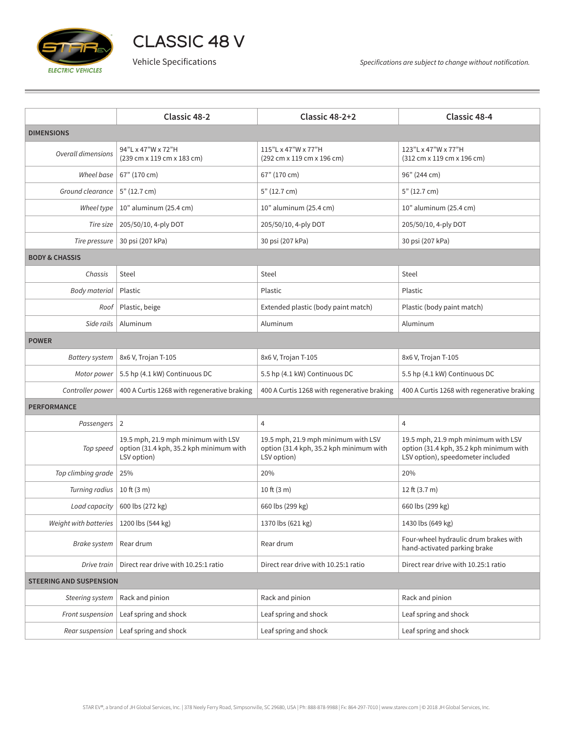# CLASSIC 48 V

Vehicle Specifications

*Specifications are subject to change without notification.*

| | Classic 48-2 | Classic 48-2+2 | Classic 48-4 |
|---|---|---|---|
| **DIMENSIONS** | | | |
| *Overall dimensions* | 94"L x 47"W x 72"H (239 cm x 119 cm x 183 cm) | 115"L x 47"W x 77"H (292 cm x 119 cm x 196 cm) | 123"L x 47"W x 77"H (312 cm x 119 cm x 196 cm) |
| *Wheel base* | 67" (170 cm) | 67" (170 cm) | 96" (244 cm) |
| *Ground clearance* | 5" (12.7 cm) | 5" (12.7 cm) | 5" (12.7 cm) |
| *Wheel type* | 10" aluminum (25.4 cm) | 10" aluminum (25.4 cm) | 10" aluminum (25.4 cm) |
| *Tire size* | 205/50/10, 4-ply DOT | 205/50/10, 4-ply DOT | 205/50/10, 4-ply DOT |
| *Tire pressure* | 30 psi (207 kPa) | 30 psi (207 kPa) | 30 psi (207 kPa) |
| **BODY & CHASSIS** | | | |
| *Chassis* | Steel | Steel | Steel |
| *Body material* | Plastic | Plastic | Plastic |
| *Roof* | Plastic, beige | Extended plastic (body paint match) | Plastic (body paint match) |
| *Side rails* | Aluminum | Aluminum | Aluminum |
| **POWER** | | | |
| *Battery system* | 8x6 V, Trojan T-105 | 8x6 V, Trojan T-105 | 8x6 V, Trojan T-105 |
| *Motor power* | 5.5 hp (4.1 kW) Continuous DC | 5.5 hp (4.1 kW) Continuous DC | 5.5 hp (4.1 kW) Continuous DC |
| *Controller power* | 400 A Curtis 1268 with regenerative braking | 400 A Curtis 1268 with regenerative braking | 400 A Curtis 1268 with regenerative braking |
| **PERFORMANCE** | | | |
| *Passengers* | 2 | 4 | 4 |
| *Top speed* | 19.5 mph, 21.9 mph minimum with LSV option (31.4 kph, 35.2 kph minimum with LSV option) | 19.5 mph, 21.9 mph minimum with LSV option (31.4 kph, 35.2 kph minimum with LSV option) | 19.5 mph, 21.9 mph minimum with LSV option (31.4 kph, 35.2 kph minimum with LSV option), speedometer included |
| *Top climbing grade* | 25% | 20% | 20% |
| *Turning radius* | 10 ft (3 m) | 10 ft (3 m) | 12 ft (3.7 m) |
| *Load capacity* | 600 lbs (272 kg) | 660 lbs (299 kg) | 660 lbs (299 kg) |
| *Weight with batteries* | 1200 lbs (544 kg) | 1370 lbs (621 kg) | 1430 lbs (649 kg) |
| *Brake system* | Rear drum | Rear drum | Four-wheel hydraulic drum brakes with hand-activated parking brake |
| *Drive train* | Direct rear drive with 10.25:1 ratio | Direct rear drive with 10.25:1 ratio | Direct rear drive with 10.25:1 ratio |
| **STEERING AND SUSPENSION** | | | |
| *Steering system* | Rack and pinion | Rack and pinion | Rack and pinion |
| *Front suspension* | Leaf spring and shock | Leaf spring and shock | Leaf spring and shock |
| *Rear suspension* | Leaf spring and shock | Leaf spring and shock | Leaf spring and shock |

STAR EV®, a brand of JH Global Services, Inc. | 378 Neely Ferry Road, Simpsonville, SC 29680, USA | Ph: 888-878-9988 | Fx: 864-297-7010 | www.starev.com | © 2018 JH Global Services, Inc.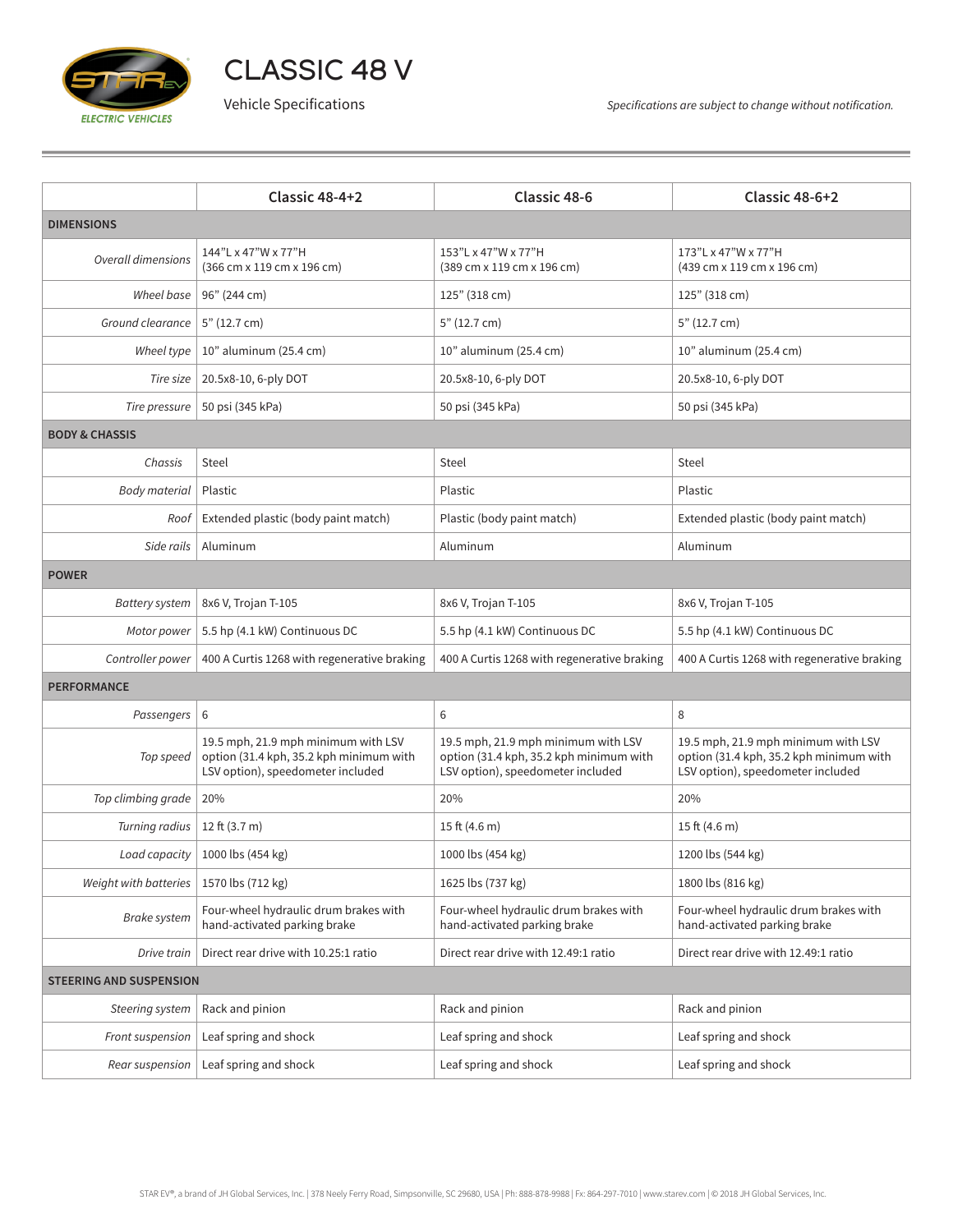# CLASSIC 48 V

Vehicle Specifications

*Specifications are subject to change without notification.*

| | Classic 48-4+2 | Classic 48-6 | Classic 48-6+2 |
|---|---|---|---|
| **DIMENSIONS** | | | |
| *Overall dimensions* | 144"L x 47"W x 77"H (366 cm x 119 cm x 196 cm) | 153"L x 47"W x 77"H (389 cm x 119 cm x 196 cm) | 173"L x 47"W x 77"H (439 cm x 119 cm x 196 cm) |
| *Wheel base* | 96" (244 cm) | 125" (318 cm) | 125" (318 cm) |
| *Ground clearance* | 5" (12.7 cm) | 5" (12.7 cm) | 5" (12.7 cm) |
| *Wheel type* | 10" aluminum (25.4 cm) | 10" aluminum (25.4 cm) | 10" aluminum (25.4 cm) |
| *Tire size* | 20.5x8-10, 6-ply DOT | 20.5x8-10, 6-ply DOT | 20.5x8-10, 6-ply DOT |
| *Tire pressure* | 50 psi (345 kPa) | 50 psi (345 kPa) | 50 psi (345 kPa) |
| **BODY & CHASSIS** | | | |
| *Chassis* | Steel | Steel | Steel |
| *Body material* | Plastic | Plastic | Plastic |
| *Roof* | Extended plastic (body paint match) | Plastic (body paint match) | Extended plastic (body paint match) |
| *Side rails* | Aluminum | Aluminum | Aluminum |
| **POWER** | | | |
| *Battery system* | 8x6 V, Trojan T-105 | 8x6 V, Trojan T-105 | 8x6 V, Trojan T-105 |
| *Motor power* | 5.5 hp (4.1 kW) Continuous DC | 5.5 hp (4.1 kW) Continuous DC | 5.5 hp (4.1 kW) Continuous DC |
| *Controller power* | 400 A Curtis 1268 with regenerative braking | 400 A Curtis 1268 with regenerative braking | 400 A Curtis 1268 with regenerative braking |
| **PERFORMANCE** | | | |
| *Passengers* | 6 | 6 | 8 |
| *Top speed* | 19.5 mph, 21.9 mph minimum with LSV option (31.4 kph, 35.2 kph minimum with LSV option), speedometer included | 19.5 mph, 21.9 mph minimum with LSV option (31.4 kph, 35.2 kph minimum with LSV option), speedometer included | 19.5 mph, 21.9 mph minimum with LSV option (31.4 kph, 35.2 kph minimum with LSV option), speedometer included |
| *Top climbing grade* | 20% | 20% | 20% |
| *Turning radius* | 12 ft (3.7 m) | 15 ft (4.6 m) | 15 ft (4.6 m) |
| *Load capacity* | 1000 lbs (454 kg) | 1000 lbs (454 kg) | 1200 lbs (544 kg) |
| *Weight with batteries* | 1570 lbs (712 kg) | 1625 lbs (737 kg) | 1800 lbs (816 kg) |
| *Brake system* | Four-wheel hydraulic drum brakes with hand-activated parking brake | Four-wheel hydraulic drum brakes with hand-activated parking brake | Four-wheel hydraulic drum brakes with hand-activated parking brake |
| *Drive train* | Direct rear drive with 10.25:1 ratio | Direct rear drive with 12.49:1 ratio | Direct rear drive with 12.49:1 ratio |
| **STEERING AND SUSPENSION** | | | |
| *Steering system* | Rack and pinion | Rack and pinion | Rack and pinion |
| *Front suspension* | Leaf spring and shock | Leaf spring and shock | Leaf spring and shock |
| *Rear suspension* | Leaf spring and shock | Leaf spring and shock | Leaf spring and shock |

STAR EV®, a brand of JH Global Services, Inc. | 378 Neely Ferry Road, Simpsonville, SC 29680, USA | Ph: 888-878-9988 | Fx: 864-297-7010 | www.starev.com | © 2018 JH Global Services, Inc.